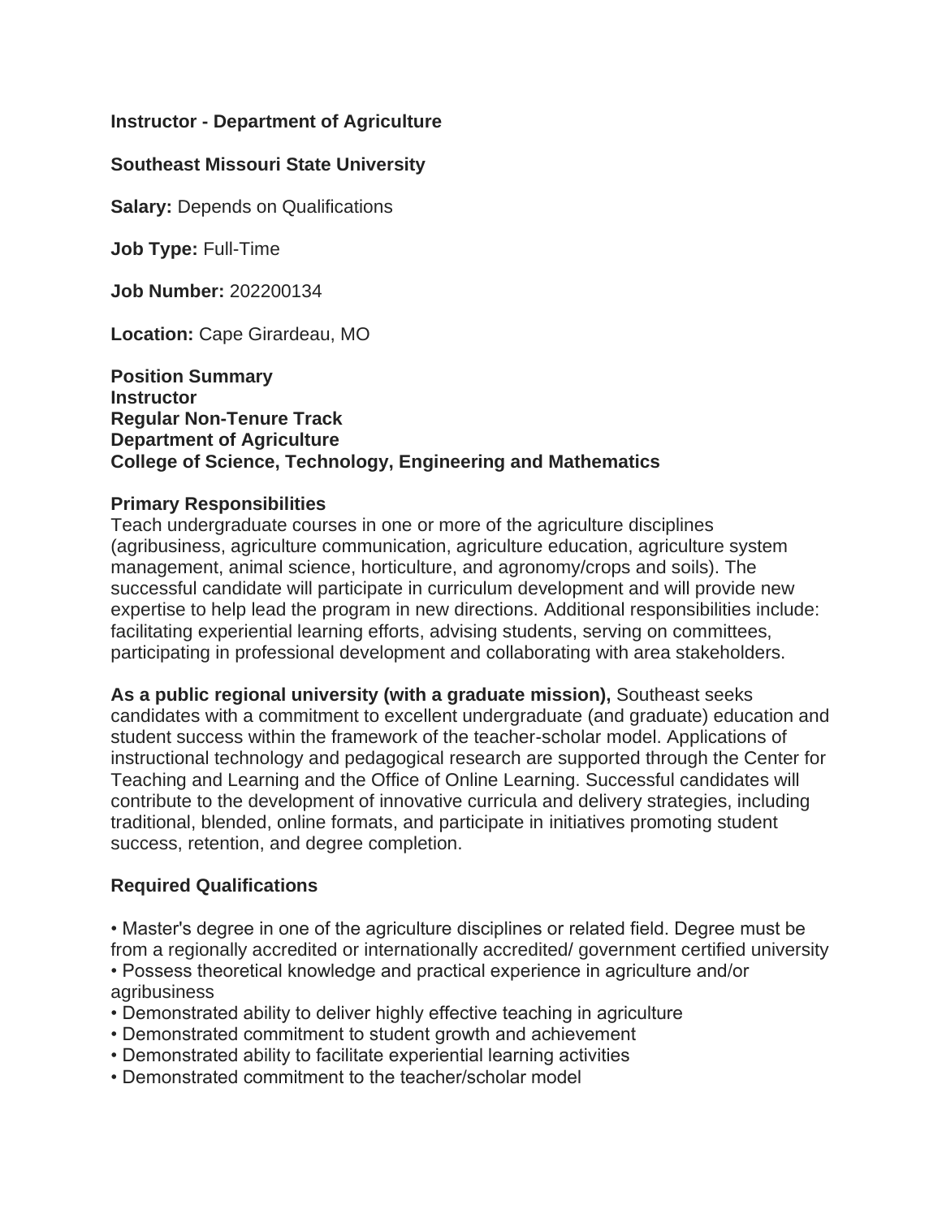**Instructor - Department of Agriculture**

**Southeast Missouri State University**

**Salary:** Depends on Qualifications

**Job Type:** Full-Time

**Job Number:** 202200134

**Location:** Cape Girardeau, MO

**Position Summary**
**Instructor**
**Regular Non-Tenure Track**
**Department of Agriculture**
**College of Science, Technology, Engineering and Mathematics**

**Primary Responsibilities**
Teach undergraduate courses in one or more of the agriculture disciplines (agribusiness, agriculture communication, agriculture education, agriculture system management, animal science, horticulture, and agronomy/crops and soils). The successful candidate will participate in curriculum development and will provide new expertise to help lead the program in new directions. Additional responsibilities include: facilitating experiential learning efforts, advising students, serving on committees, participating in professional development and collaborating with area stakeholders.

**As a public regional university (with a graduate mission),** Southeast seeks candidates with a commitment to excellent undergraduate (and graduate) education and student success within the framework of the teacher-scholar model. Applications of instructional technology and pedagogical research are supported through the Center for Teaching and Learning and the Office of Online Learning. Successful candidates will contribute to the development of innovative curricula and delivery strategies, including traditional, blended, online formats, and participate in initiatives promoting student success, retention, and degree completion.

**Required Qualifications**

- Master's degree in one of the agriculture disciplines or related field. Degree must be from a regionally accredited or internationally accredited/ government certified university
- Possess theoretical knowledge and practical experience in agriculture and/or agribusiness
- Demonstrated ability to deliver highly effective teaching in agriculture
- Demonstrated commitment to student growth and achievement
- Demonstrated ability to facilitate experiential learning activities
- Demonstrated commitment to the teacher/scholar model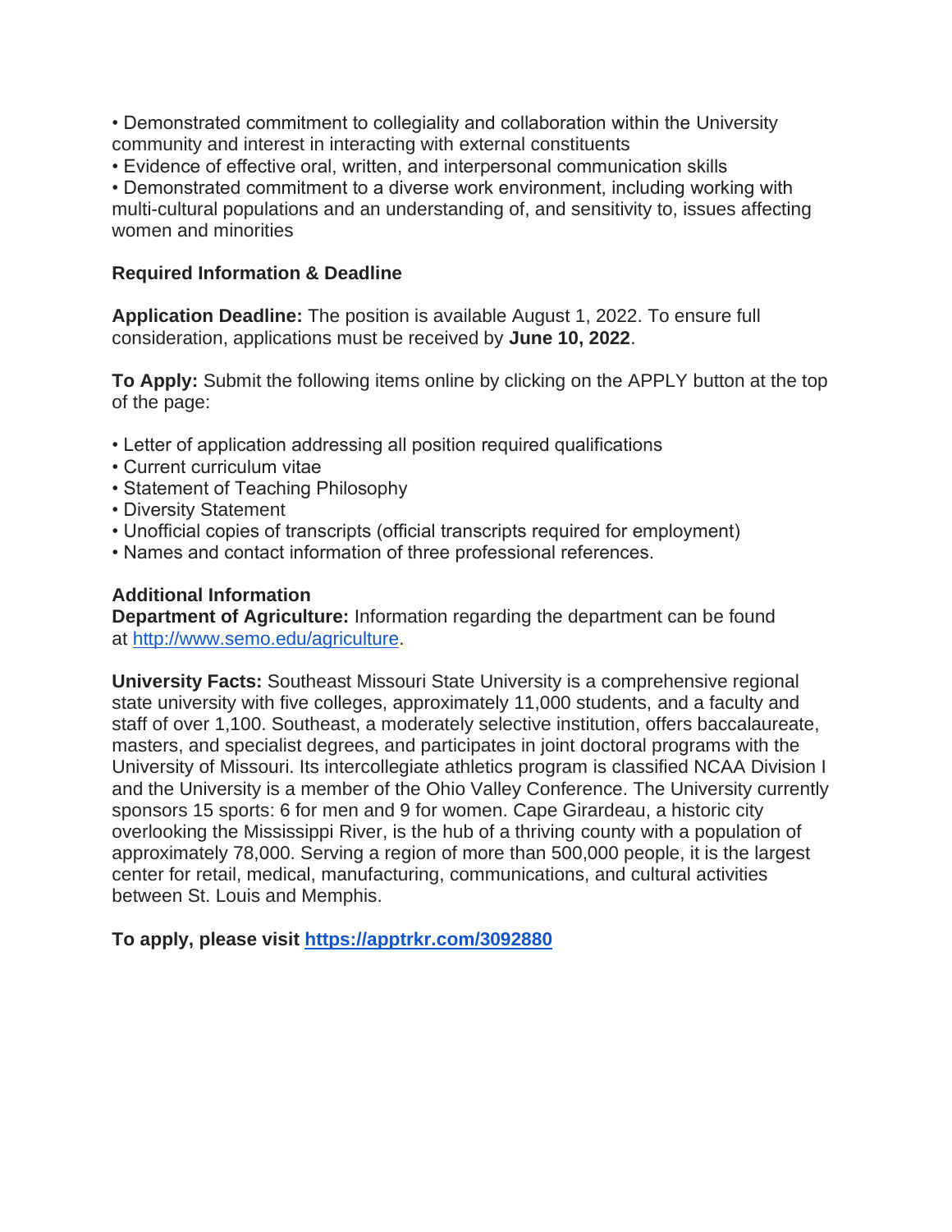- Demonstrated commitment to collegiality and collaboration within the University community and interest in interacting with external constituents
- Evidence of effective oral, written, and interpersonal communication skills
- Demonstrated commitment to a diverse work environment, including working with multi-cultural populations and an understanding of, and sensitivity to, issues affecting women and minorities

**Required Information & Deadline**

**Application Deadline:** The position is available August 1, 2022. To ensure full consideration, applications must be received by **June 10, 2022**.

**To Apply:** Submit the following items online by clicking on the APPLY button at the top of the page:

- Letter of application addressing all position required qualifications
- Current curriculum vitae
- Statement of Teaching Philosophy
- Diversity Statement
- Unofficial copies of transcripts (official transcripts required for employment)
- Names and contact information of three professional references.

**Additional Information**

**Department of Agriculture:** Information regarding the department can be found at [http://www.semo.edu/agriculture](http://www.semo.edu/agriculture).

**University Facts:** Southeast Missouri State University is a comprehensive regional state university with five colleges, approximately 11,000 students, and a faculty and staff of over 1,100. Southeast, a moderately selective institution, offers baccalaureate, masters, and specialist degrees, and participates in joint doctoral programs with the University of Missouri. Its intercollegiate athletics program is classified NCAA Division I and the University is a member of the Ohio Valley Conference. The University currently sponsors 15 sports: 6 for men and 9 for women. Cape Girardeau, a historic city overlooking the Mississippi River, is the hub of a thriving county with a population of approximately 78,000. Serving a region of more than 500,000 people, it is the largest center for retail, medical, manufacturing, communications, and cultural activities between St. Louis and Memphis.

**To apply, please visit [https://apptrkr.com/3092880](https://apptrkr.com/3092880)**